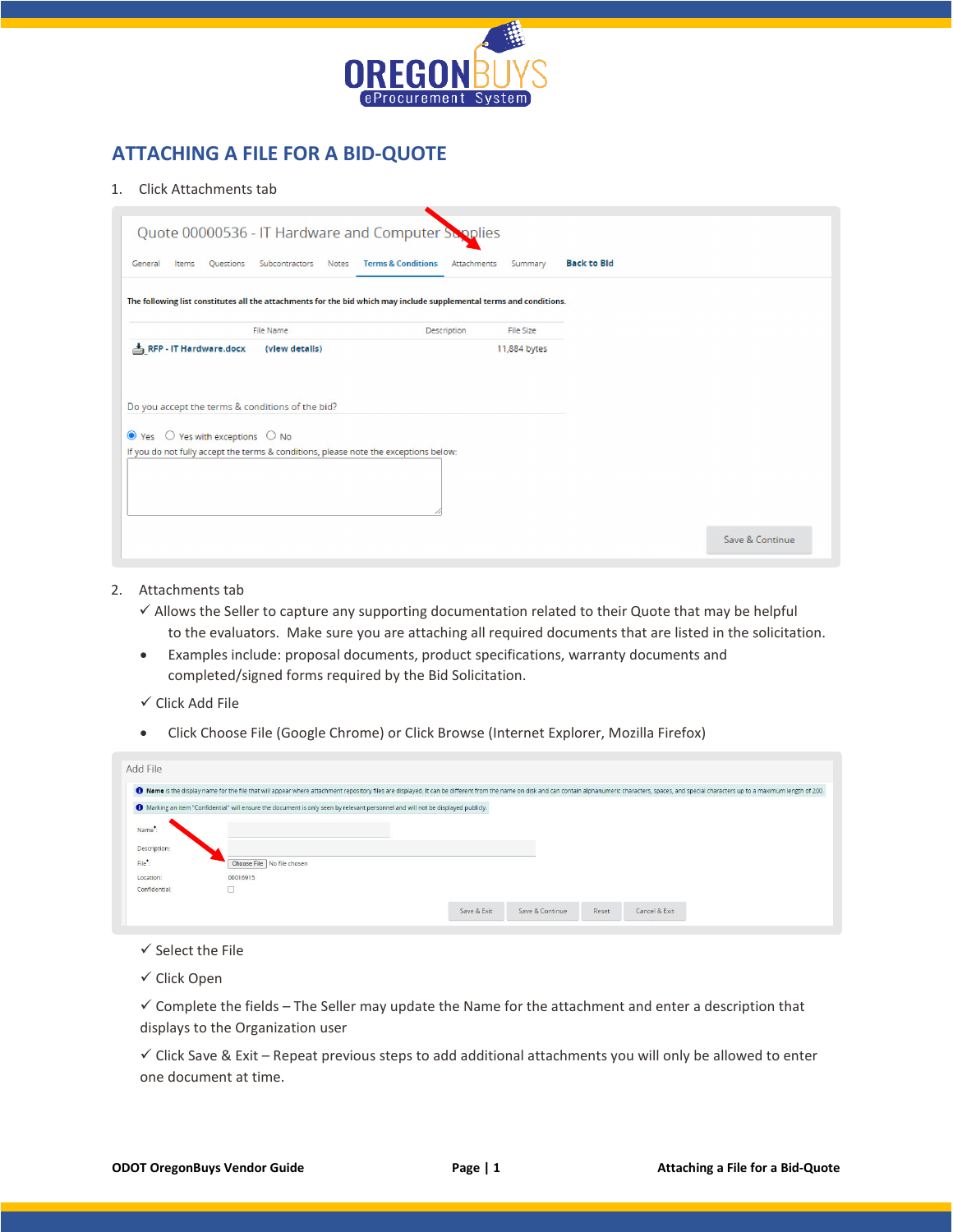# ATTACHING A FILE FOR A BID-QUOTE

1. Click Attachments tab

2. Attachments tab
   - ✓ Allows the Seller to capture any supporting documentation related to their Quote that may be helpful to the evaluators. Make sure you are attaching all required documents that are listed in the solicitation.
   - Examples include: proposal documents, product specifications, warranty documents and completed/signed forms required by the Bid Solicitation.
   - ✓ Click Add File
   - Click Choose File (Google Chrome) or Click Browse (Internet Explorer, Mozilla Firefox)

   - ✓ Select the File
   - ✓ Click Open
   - ✓ Complete the fields – The Seller may update the Name for the attachment and enter a description that displays to the Organization user
   - ✓ Click Save & Exit – Repeat previous steps to add additional attachments you will only be allowed to enter one document at time.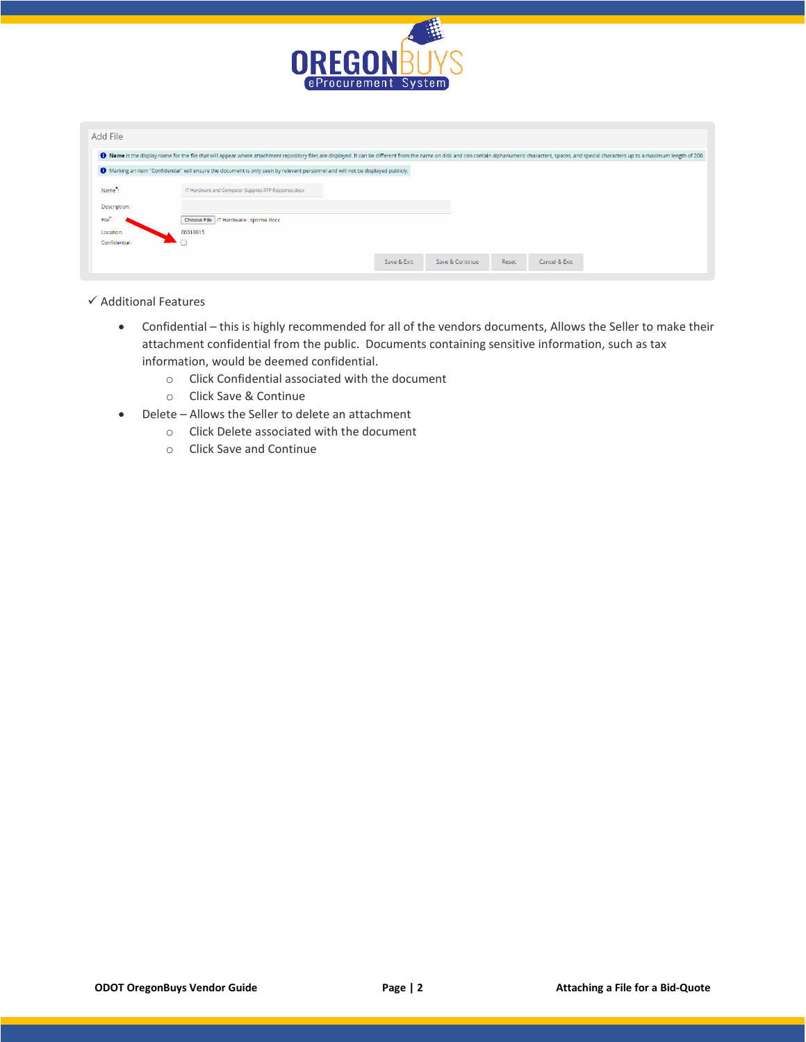✓ Additional Features

- Confidential – this is highly recommended for all of the vendors documents, Allows the Seller to make their attachment confidential from the public. Documents containing sensitive information, such as tax information, would be deemed confidential.
  - Click Confidential associated with the document
  - Click Save & Continue
- Delete – Allows the Seller to delete an attachment
  - Click Delete associated with the document
  - Click Save and Continue